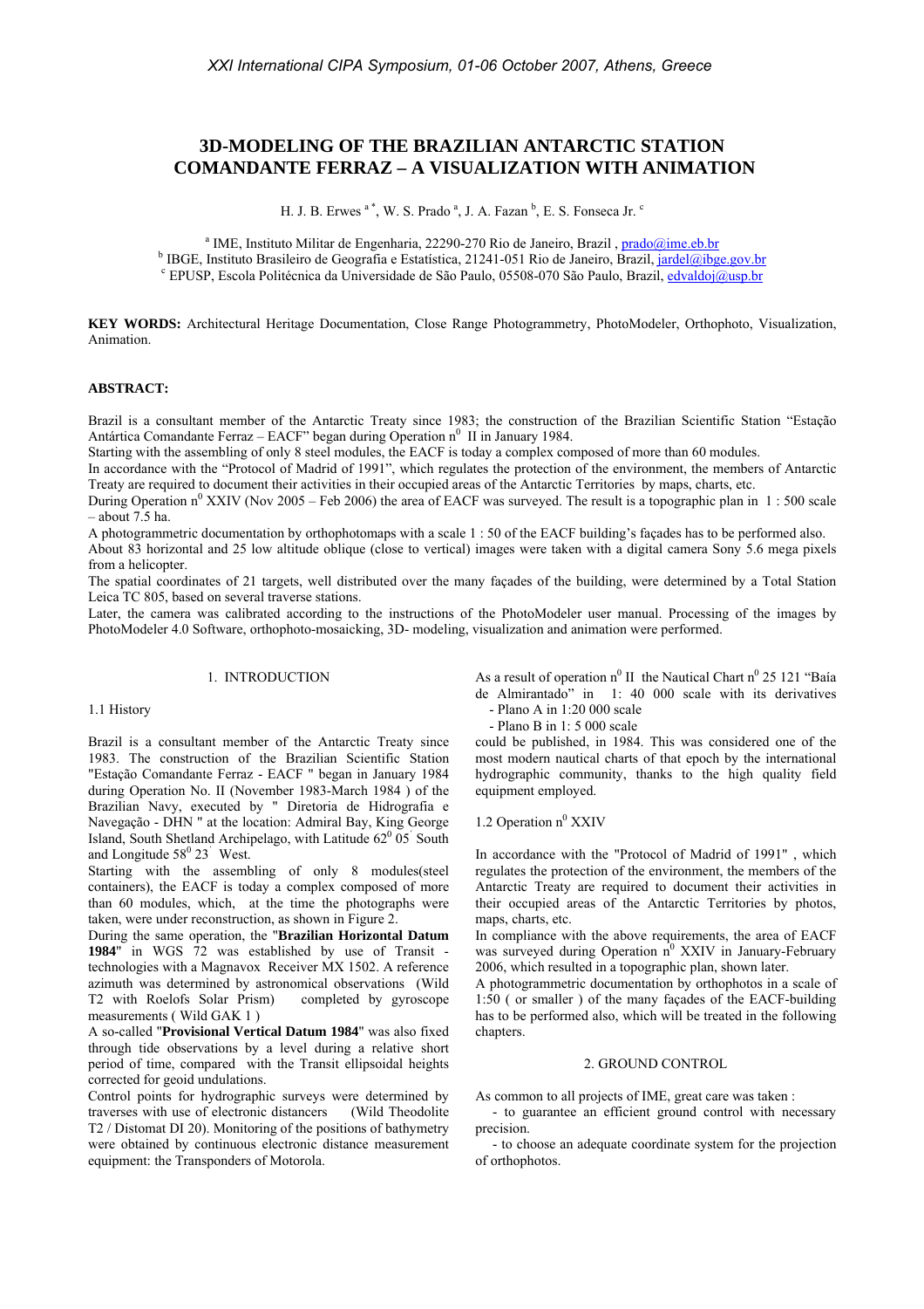# 3D-MODELING OF THE BRAZILIAN ANTARCTIC STATION COMANDANTE FERRAZ – A VISUALIZATION WITH ANIMATION

H. J. B. Erwes [a*], W. S. Prado [a], J. A. Fazan [b], E. S. Fonseca Jr. [c]

[a] IME, Instituto Militar de Engenharia, 22290-270 Rio de Janeiro, Brazil , prado@ime.eb.br
[b] IBGE, Instituto Brasileiro de Geografia e Estatística, 21241-051 Rio de Janeiro, Brazil, jardel@ibge.gov.br
[c] EPUSP, Escola Politécnica da Universidade de São Paulo, 05508-070 São Paulo, Brazil, edvaldoj@usp.br

**KEY WORDS:** Architectural Heritage Documentation, Close Range Photogrammetry, PhotoModeler, Orthophoto, Visualization, Animation.

**ABSTRACT:**

Brazil is a consultant member of the Antarctic Treaty since 1983; the construction of the Brazilian Scientific Station "Estação Antártica Comandante Ferraz – EACF" began during Operation n$^0$ II in January 1984.
Starting with the assembling of only 8 steel modules, the EACF is today a complex composed of more than 60 modules.
In accordance with the "Protocol of Madrid of 1991", which regulates the protection of the environment, the members of Antarctic Treaty are required to document their activities in their occupied areas of the Antarctic Territories by maps, charts, etc.
During Operation n$^0$ XXIV (Nov 2005 – Feb 2006) the area of EACF was surveyed. The result is a topographic plan in 1 : 500 scale – about 7.5 ha.
A photogrammetric documentation by orthophotomaps with a scale 1 : 50 of the EACF building's façades has to be performed also.
About 83 horizontal and 25 low altitude oblique (close to vertical) images were taken with a digital camera Sony 5.6 mega pixels from a helicopter.
The spatial coordinates of 21 targets, well distributed over the many façades of the building, were determined by a Total Station Leica TC 805, based on several traverse stations.
Later, the camera was calibrated according to the instructions of the PhotoModeler user manual. Processing of the images by PhotoModeler 4.0 Software, orthophoto-mosaicking, 3D- modeling, visualization and animation were performed.

## 1. INTRODUCTION

### 1.1 History

Brazil is a consultant member of the Antarctic Treaty since 1983. The construction of the Brazilian Scientific Station "Estação Comandante Ferraz - EACF " began in January 1984 during Operation No. II (November 1983-March 1984 ) of the Brazilian Navy, executed by " Diretoria de Hidrografia e Navegação - DHN " at the location: Admiral Bay, King George Island, South Shetland Archipelago, with Latitude 62$^0$ 05' South and Longitude 58$^0$ 23' West.
Starting with the assembling of only 8 modules(steel containers), the EACF is today a complex composed of more than 60 modules, which, at the time the photographs were taken, were under reconstruction, as shown in Figure 2.
During the same operation, the "**Brazilian Horizontal Datum 1984**" in WGS 72 was established by use of Transit - technologies with a Magnavox Receiver MX 1502. A reference azimuth was determined by astronomical observations (Wild T2 with Roelofs Solar Prism) completed by gyroscope measurements ( Wild GAK 1 )
A so-called "**Provisional Vertical Datum 1984**" was also fixed through tide observations by a level during a relative short period of time, compared with the Transit ellipsoidal heights corrected for geoid undulations.
Control points for hydrographic surveys were determined by traverses with use of electronic distancers (Wild Theodolite T2 / Distomat DI 20). Monitoring of the positions of bathymetry were obtained by continuous electronic distance measurement equipment: the Transponders of Motorola.

As a result of operation n$^0$ II the Nautical Chart n$^0$ 25 121 "Baía de Almirantado" in 1: 40 000 scale with its derivatives
- Plano A in 1:20 000 scale
- Plano B in 1: 5 000 scale

could be published, in 1984. This was considered one of the most modern nautical charts of that epoch by the international hydrographic community, thanks to the high quality field equipment employed.

### 1.2 Operation n$^0$ XXIV

In accordance with the "Protocol of Madrid of 1991" , which regulates the protection of the environment, the members of the Antarctic Treaty are required to document their activities in their occupied areas of the Antarctic Territories by photos, maps, charts, etc.
In compliance with the above requirements, the area of EACF was surveyed during Operation n$^0$ XXIV in January-February 2006, which resulted in a topographic plan, shown later.
A photogrammetric documentation by orthophotos in a scale of 1:50 ( or smaller ) of the many façades of the EACF-building has to be performed also, which will be treated in the following chapters.

## 2. GROUND CONTROL

As common to all projects of IME, great care was taken :
- to guarantee an efficient ground control with necessary precision.
- to choose an adequate coordinate system for the projection of orthophotos.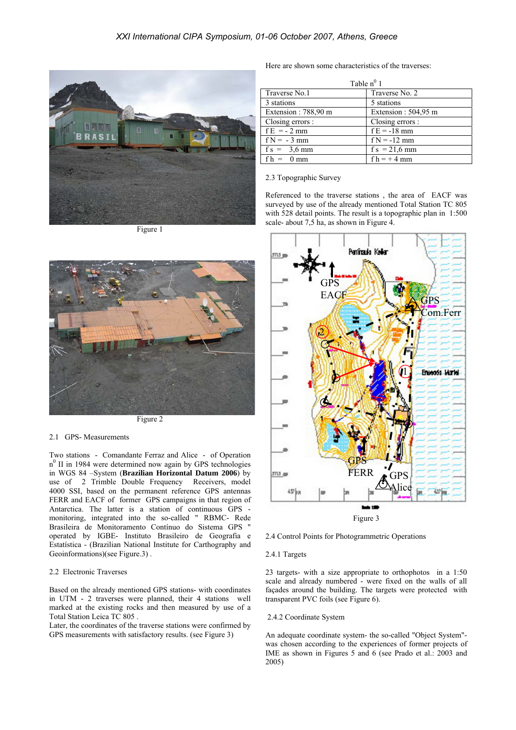Figure 1

Figure 2

2.1 GPS- Measurements

Two stations - Comandante Ferraz and Alice - of Operation n[0] II in 1984 were determined now again by GPS technologies in WGS 84 –System (**Brazilian Horizontal Datum 2006**) by use of 2 Trimble Double Frequency Receivers, model 4000 SSI, based on the permanent reference GPS antennas FERR and EACF of former GPS campaigns in that region of Antarctica. The latter is a station of continuous GPS - monitoring, integrated into the so-called " RBMC- Rede Brasileira de Monitoramento Contínuo do Sistema GPS " operated by IGBE- Instituto Brasileiro de Geografia e Estatística - (Brazilian National Institute for Carthography and Geoinformations)(see Figure.3) .

2.2 Electronic Traverses

Based on the already mentioned GPS stations- with coordinates in UTM - 2 traverses were planned, their 4 stations well marked at the existing rocks and then measured by use of a Total Station Leica TC 805 .

Later, the coordinates of the traverse stations were confirmed by GPS measurements with satisfactory results. (see Figure 3)

Here are shown some characteristics of the traverses:

Table n[0] 1

| Traverse No.1 | Traverse No. 2 |
|---|---|
| 3 stations | 5 stations |
| Extension : 788,90 m | Extension : 504,95 m |
| Closing errors : | Closing errors : |
| f E = - 2 mm | f E = -18 mm |
| f N = - 3 mm | f N = -12 mm |
| f s = 3,6 mm | f s = 21,6 mm |
| f h = 0 mm | f h = + 4 mm |

2.3 Topographic Survey

Referenced to the traverse stations , the area of EACF was surveyed by use of the already mentioned Total Station TC 805 with 528 detail points. The result is a topographic plan in 1:500 scale- about 7,5 ha, as shown in Figure 4.

Figure 3

2.4 Control Points for Photogrammetric Operations

2.4.1 Targets

23 targets- with a size appropriate to orthophotos in a 1:50 scale and already numbered - were fixed on the walls of all façades around the building. The targets were protected with transparent PVC foils (see Figure 6).

2.4.2 Coordinate System

An adequate coordinate system- the so-called "Object System"- was chosen according to the experiences of former projects of IME as shown in Figures 5 and 6 (see Prado et al.: 2003 and 2005)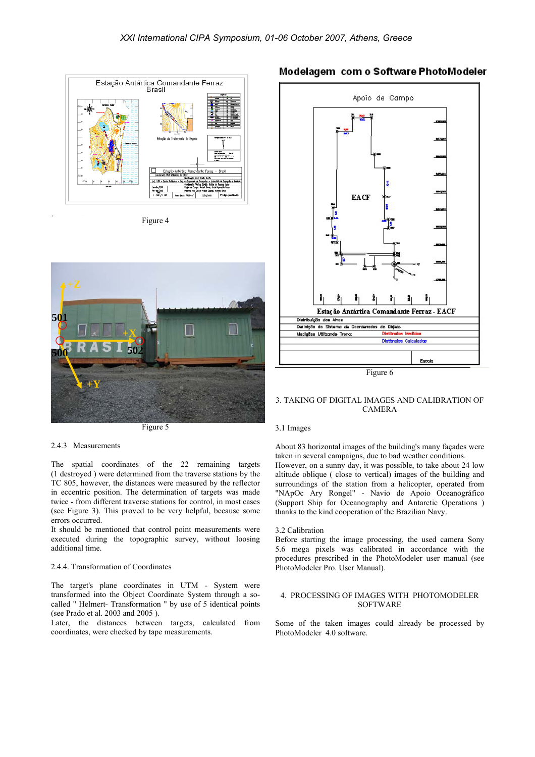Figure 4

Figure 5

### 2.4.3 Measurements

The spatial coordinates of the 22 remaining targets (1 destroyed ) were determined from the traverse stations by the TC 805, however, the distances were measured by the reflector in eccentric position. The determination of targets was made twice - from different traverse stations for control, in most cases (see Figure 3). This proved to be very helpful, because some errors occurred.

It should be mentioned that control point measurements were executed during the topographic survey, without loosing additional time.

### 2.4.4. Transformation of Coordinates

The target's plane coordinates in UTM - System were transformed into the Object Coordinate System through a so-called " Helmert- Transformation " by use of 5 identical points (see Prado et al. 2003 and 2005 ).

Later, the distances between targets, calculated from coordinates, were checked by tape measurements.

Figure 6

## 3. TAKING OF DIGITAL IMAGES AND CALIBRATION OF CAMERA

### 3.1 Images

About 83 horizontal images of the building's many façades were taken in several campaigns, due to bad weather conditions. However, on a sunny day, it was possible, to take about 24 low altitude oblique ( close to vertical) images of the building and surroundings of the station from a helicopter, operated from "NApOc Ary Rongel" - Navio de Apoio Oceanográfico (Support Ship for Oceanography and Antarctic Operations ) thanks to the kind cooperation of the Brazilian Navy.

### 3.2 Calibration

Before starting the image processing, the used camera Sony 5.6 mega pixels was calibrated in accordance with the procedures prescribed in the PhotoModeler user manual (see PhotoModeler Pro. User Manual).

## 4. PROCESSING OF IMAGES WITH PHOTOMODELER SOFTWARE

Some of the taken images could already be processed by PhotoModeler 4.0 software.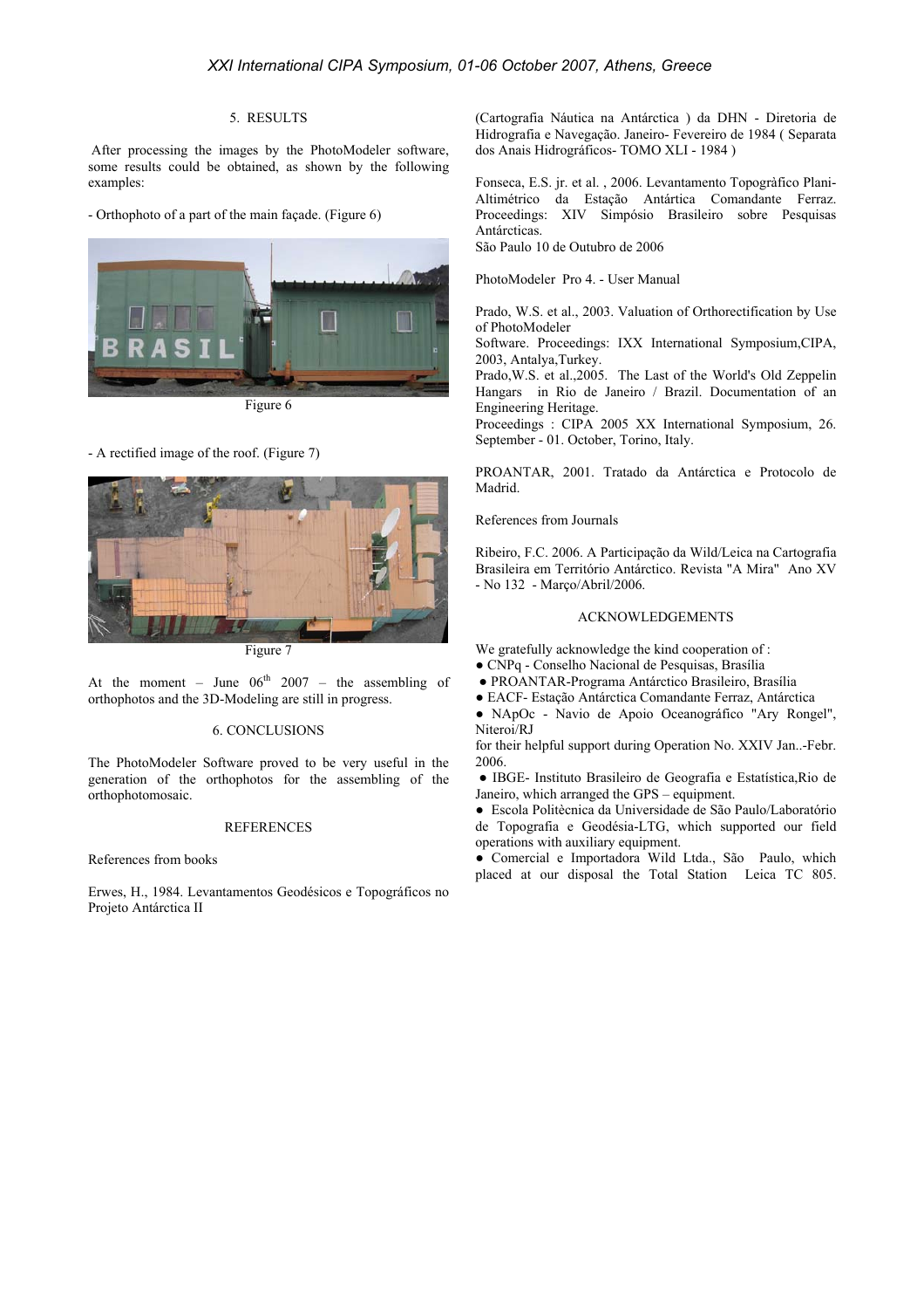## 5. RESULTS

After processing the images by the PhotoModeler software, some results could be obtained, as shown by the following examples:

- Orthophoto of a part of the main façade. (Figure 6)

Figure 6

- A rectified image of the roof. (Figure 7)

Figure 7

At the moment – June 06th 2007 – the assembling of orthophotos and the 3D-Modeling are still in progress.

## 6. CONCLUSIONS

The PhotoModeler Software proved to be very useful in the generation of the orthophotos for the assembling of the orthophotomosaic.

## REFERENCES

References from books

Erwes, H., 1984. Levantamentos Geodésicos e Topográficos no Projeto Antárctica II (Cartografia Náutica na Antárctica ) da DHN - Diretoria de Hidrografia e Navegação. Janeiro- Fevereiro de 1984 ( Separata dos Anais Hidrográficos- TOMO XLI - 1984 )

Fonseca, E.S. jr. et al. , 2006. Levantamento Topogràfico Plani-Altimétrico da Estação Antártica Comandante Ferraz. Proceedings: XIV Simpósio Brasileiro sobre Pesquisas Antárcticas.
São Paulo 10 de Outubro de 2006

PhotoModeler Pro 4. - User Manual

Prado, W.S. et al., 2003. Valuation of Orthorectification by Use of PhotoModeler
Software. Proceedings: IXX International Symposium,CIPA, 2003, Antalya,Turkey.
Prado,W.S. et al.,2005. The Last of the World's Old Zeppelin Hangars in Rio de Janeiro / Brazil. Documentation of an Engineering Heritage.
Proceedings : CIPA 2005 XX International Symposium, 26. September - 01. October, Torino, Italy.

PROANTAR, 2001. Tratado da Antárctica e Protocolo de Madrid.

References from Journals

Ribeiro, F.C. 2006. A Participação da Wild/Leica na Cartografia Brasileira em Território Antárctico. Revista "A Mira" Ano XV - No 132 - Março/Abril/2006.

## ACKNOWLEDGEMENTS

We gratefully acknowledge the kind cooperation of :

- CNPq - Conselho Nacional de Pesquisas, Brasília
- PROANTAR-Programa Antárctico Brasileiro, Brasília
- EACF- Estação Antárctica Comandante Ferraz, Antárctica
- NApOc - Navio de Apoio Oceanográfico "Ary Rongel", Niteroi/RJ

for their helpful support during Operation No. XXIV Jan..-Febr. 2006.

- IBGE- Instituto Brasileiro de Geografia e Estatística,Rio de Janeiro, which arranged the GPS – equipment.
- Escola Politècnica da Universidade de São Paulo/Laboratório de Topografia e Geodésia-LTG, which supported our field operations with auxiliary equipment.
- Comercial e Importadora Wild Ltda., São Paulo, which placed at our disposal the Total Station Leica TC 805.